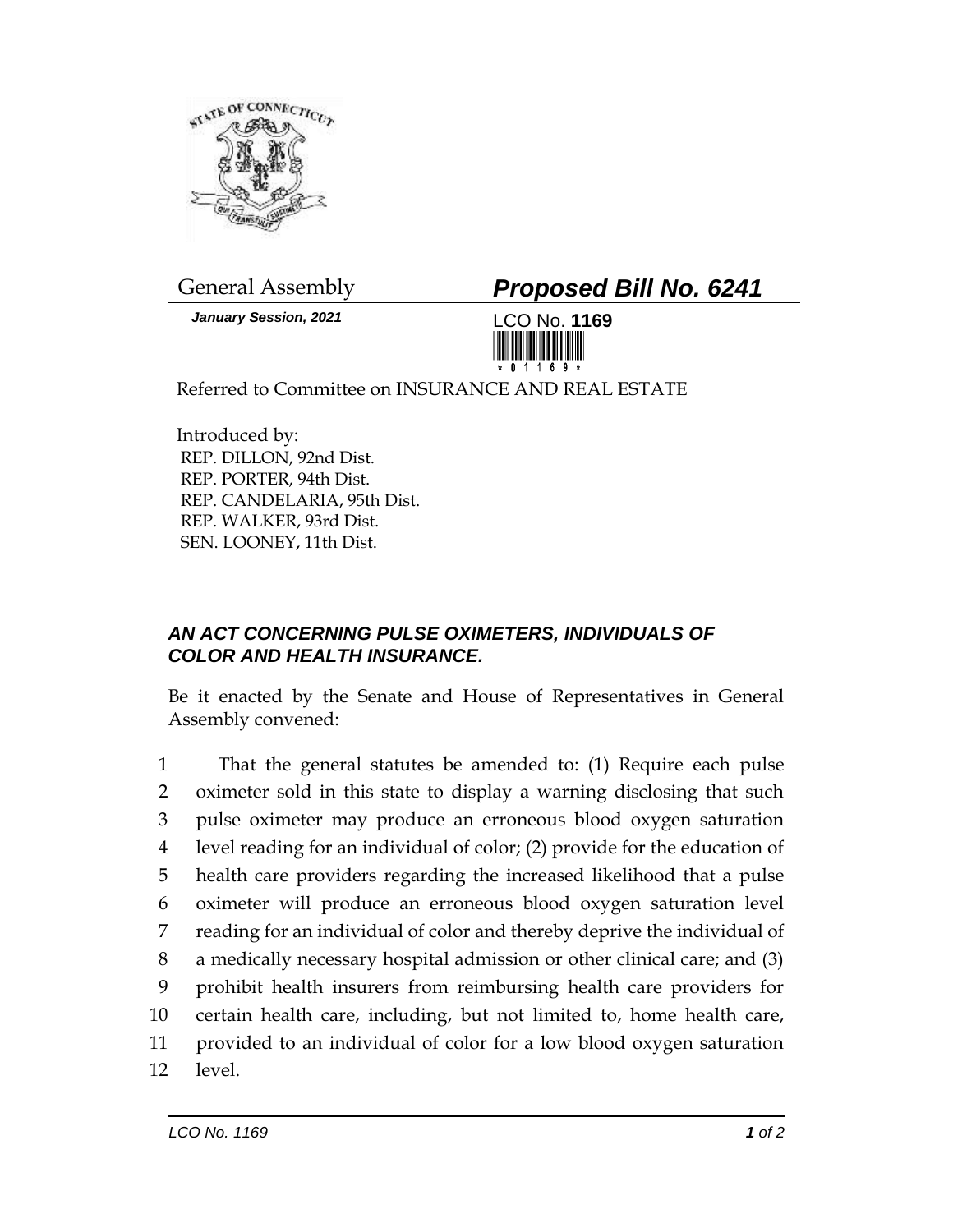General Assembly

***Proposed Bill No. 6241***

*January Session, 2021*

LCO No. **1169**

Referred to Committee on INSURANCE AND REAL ESTATE

Introduced by:
REP. DILLON, 92nd Dist.
REP. PORTER, 94th Dist.
REP. CANDELARIA, 95th Dist.
REP. WALKER, 93rd Dist.
SEN. LOONEY, 11th Dist.

### ***AN ACT CONCERNING PULSE OXIMETERS, INDIVIDUALS OF COLOR AND HEALTH INSURANCE.***

Be it enacted by the Senate and House of Representatives in General Assembly convened:

1 That the general statutes be amended to: (1) Require each pulse
2 oximeter sold in this state to display a warning disclosing that such
3 pulse oximeter may produce an erroneous blood oxygen saturation
4 level reading for an individual of color; (2) provide for the education of
5 health care providers regarding the increased likelihood that a pulse
6 oximeter will produce an erroneous blood oxygen saturation level
7 reading for an individual of color and thereby deprive the individual of
8 a medically necessary hospital admission or other clinical care; and (3)
9 prohibit health insurers from reimbursing health care providers for
10 certain health care, including, but not limited to, home health care,
11 provided to an individual of color for a low blood oxygen saturation
12 level.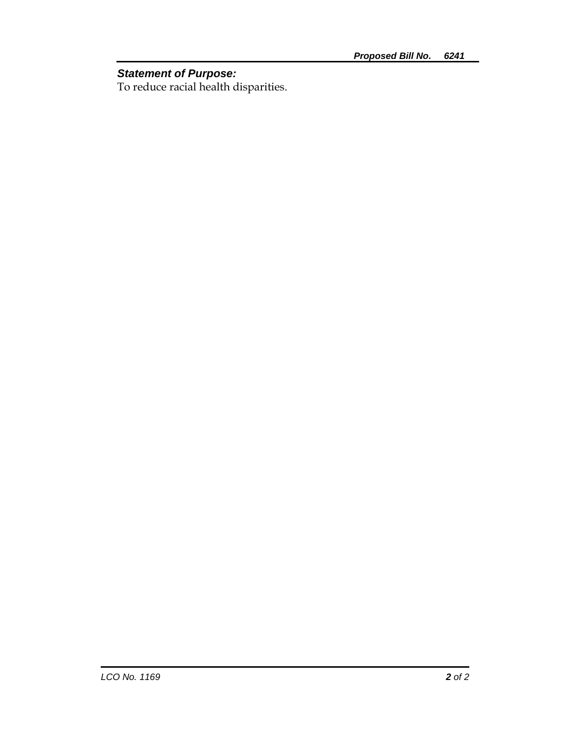***Statement of Purpose:***

To reduce racial health disparities.